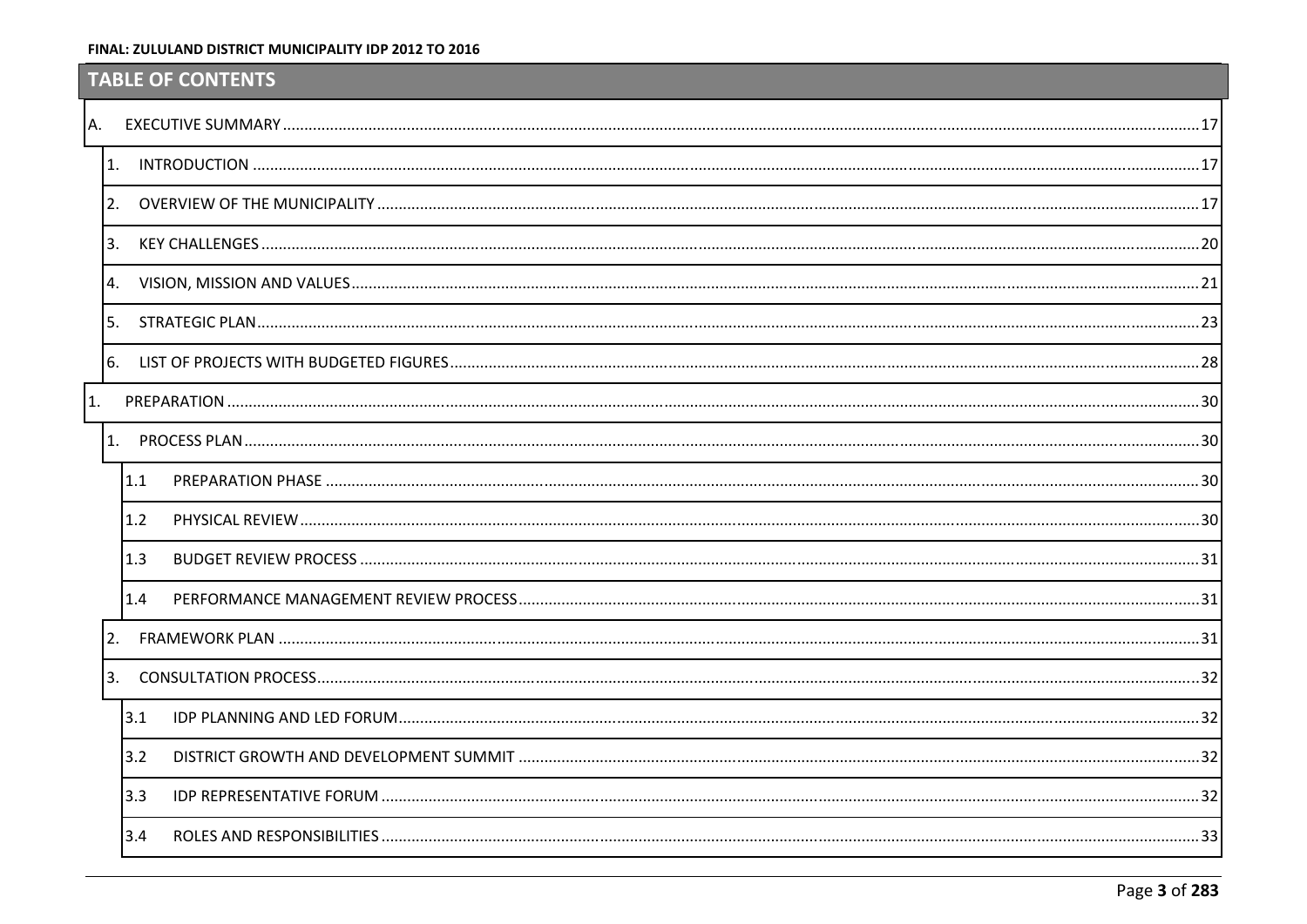## TABLE OF CONTENTS

A. EXECUTIVE SUMMARY ..... 17

1. INTRODUCTION ..... 17
2. OVERVIEW OF THE MUNICIPALITY ..... 17
3. KEY CHALLENGES ..... 20
4. VISION, MISSION AND VALUES ..... 21
5. STRATEGIC PLAN ..... 23
6. LIST OF PROJECTS WITH BUDGETED FIGURES ..... 28

1. PREPARATION ..... 30

1. PROCESS PLAN ..... 30
   - 1.1 PREPARATION PHASE ..... 30
   - 1.2 PHYSICAL REVIEW ..... 30
   - 1.3 BUDGET REVIEW PROCESS ..... 31
   - 1.4 PERFORMANCE MANAGEMENT REVIEW PROCESS ..... 31
2. FRAMEWORK PLAN ..... 31
3. CONSULTATION PROCESS ..... 32
   - 3.1 IDP PLANNING AND LED FORUM ..... 32
   - 3.2 DISTRICT GROWTH AND DEVELOPMENT SUMMIT ..... 32
   - 3.3 IDP REPRESENTATIVE FORUM ..... 32
   - 3.4 ROLES AND RESPONSIBILITIES ..... 33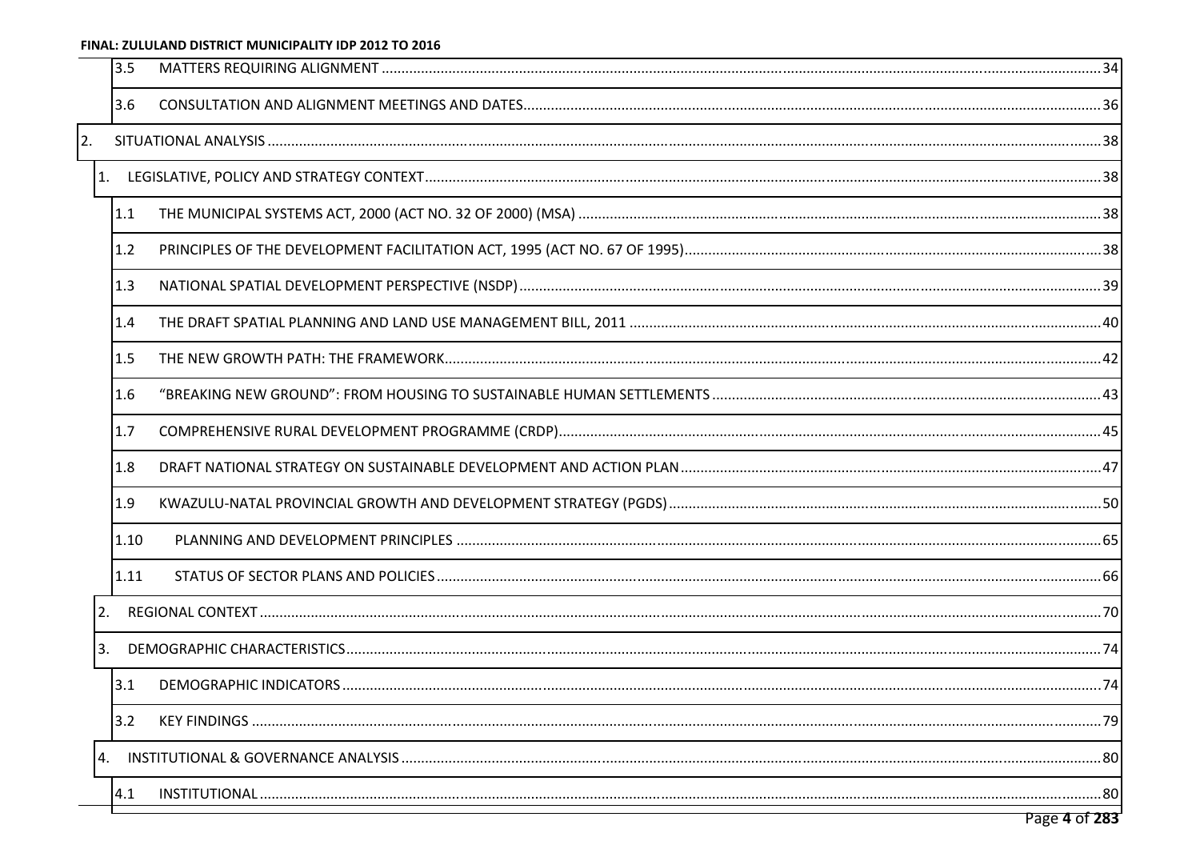3.5 MATTERS REQUIRING ALIGNMENT ........ 34

3.6 CONSULTATION AND ALIGNMENT MEETINGS AND DATES ........ 36

2. SITUATIONAL ANALYSIS ........ 38

1. LEGISLATIVE, POLICY AND STRATEGY CONTEXT ........ 38

1.1 THE MUNICIPAL SYSTEMS ACT, 2000 (ACT NO. 32 OF 2000) (MSA) ........ 38

1.2 PRINCIPLES OF THE DEVELOPMENT FACILITATION ACT, 1995 (ACT NO. 67 OF 1995) ........ 38

1.3 NATIONAL SPATIAL DEVELOPMENT PERSPECTIVE (NSDP) ........ 39

1.4 THE DRAFT SPATIAL PLANNING AND LAND USE MANAGEMENT BILL, 2011 ........ 40

1.5 THE NEW GROWTH PATH: THE FRAMEWORK ........ 42

1.6 "BREAKING NEW GROUND": FROM HOUSING TO SUSTAINABLE HUMAN SETTLEMENTS ........ 43

1.7 COMPREHENSIVE RURAL DEVELOPMENT PROGRAMME (CRDP) ........ 45

1.8 DRAFT NATIONAL STRATEGY ON SUSTAINABLE DEVELOPMENT AND ACTION PLAN ........ 47

1.9 KWAZULU-NATAL PROVINCIAL GROWTH AND DEVELOPMENT STRATEGY (PGDS) ........ 50

1.10 PLANNING AND DEVELOPMENT PRINCIPLES ........ 65

1.11 STATUS OF SECTOR PLANS AND POLICIES ........ 66

2. REGIONAL CONTEXT ........ 70

3. DEMOGRAPHIC CHARACTERISTICS ........ 74

3.1 DEMOGRAPHIC INDICATORS ........ 74

3.2 KEY FINDINGS ........ 79

4. INSTITUTIONAL & GOVERNANCE ANALYSIS ........ 80

4.1 INSTITUTIONAL ........ 80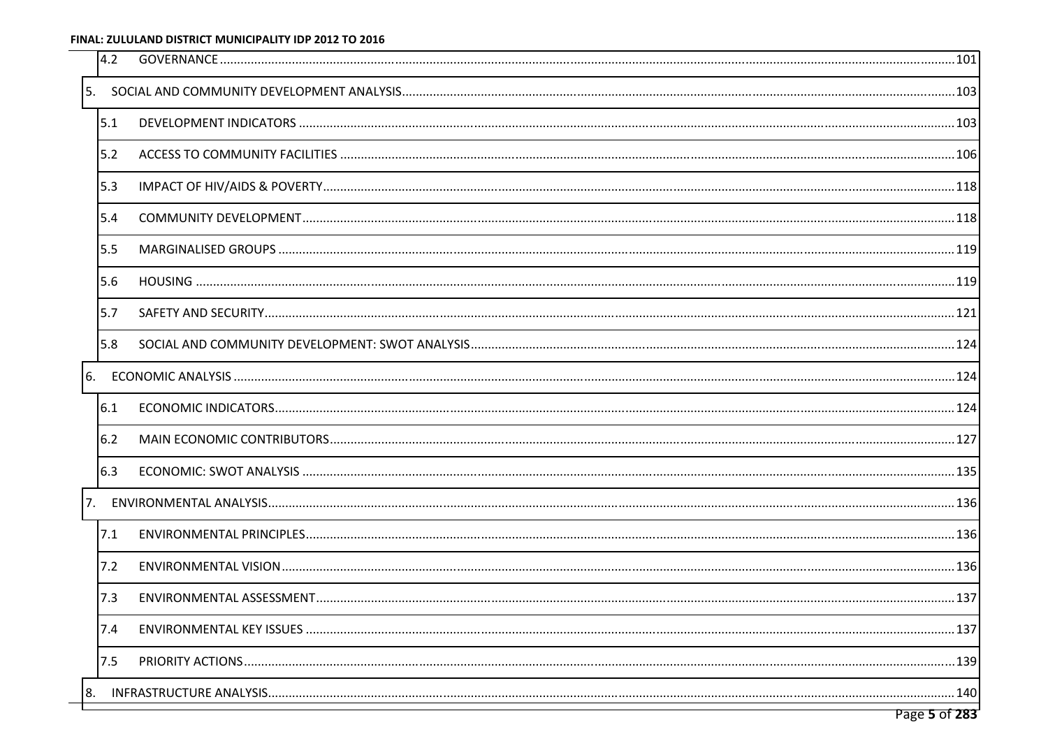| | | |
|---|---|---|
| 4.2 | GOVERNANCE | 101 |
| 5. | SOCIAL AND COMMUNITY DEVELOPMENT ANALYSIS | 103 |
| 5.1 | DEVELOPMENT INDICATORS | 103 |
| 5.2 | ACCESS TO COMMUNITY FACILITIES | 106 |
| 5.3 | IMPACT OF HIV/AIDS & POVERTY | 118 |
| 5.4 | COMMUNITY DEVELOPMENT | 118 |
| 5.5 | MARGINALISED GROUPS | 119 |
| 5.6 | HOUSING | 119 |
| 5.7 | SAFETY AND SECURITY | 121 |
| 5.8 | SOCIAL AND COMMUNITY DEVELOPMENT: SWOT ANALYSIS | 124 |
| 6. | ECONOMIC ANALYSIS | 124 |
| 6.1 | ECONOMIC INDICATORS | 124 |
| 6.2 | MAIN ECONOMIC CONTRIBUTORS | 127 |
| 6.3 | ECONOMIC: SWOT ANALYSIS | 135 |
| 7. | ENVIRONMENTAL ANALYSIS | 136 |
| 7.1 | ENVIRONMENTAL PRINCIPLES | 136 |
| 7.2 | ENVIRONMENTAL VISION | 136 |
| 7.3 | ENVIRONMENTAL ASSESSMENT | 137 |
| 7.4 | ENVIRONMENTAL KEY ISSUES | 137 |
| 7.5 | PRIORITY ACTIONS | 139 |
| 8. | INFRASTRUCTURE ANALYSIS | 140 |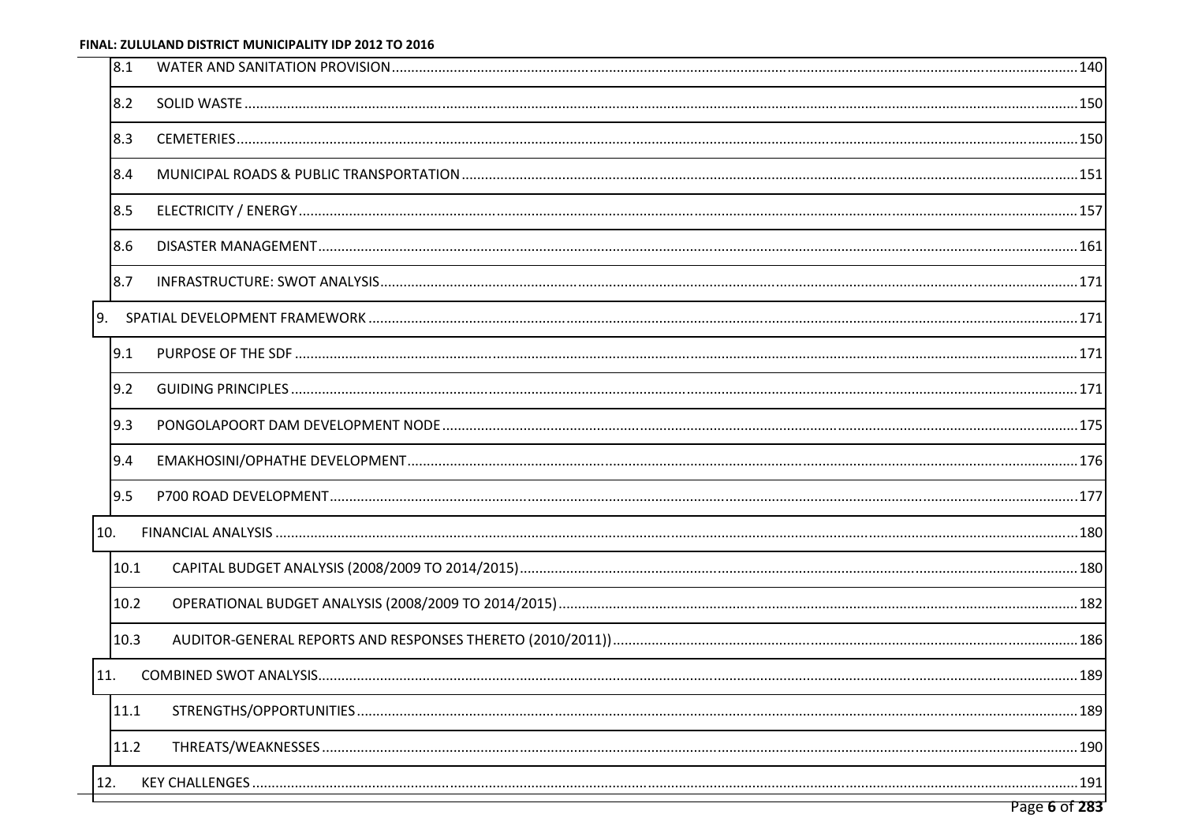| | | |
|---|---|---|
| 8.1 | WATER AND SANITATION PROVISION | 140 |
| 8.2 | SOLID WASTE | 150 |
| 8.3 | CEMETERIES | 150 |
| 8.4 | MUNICIPAL ROADS & PUBLIC TRANSPORTATION | 151 |
| 8.5 | ELECTRICITY / ENERGY | 157 |
| 8.6 | DISASTER MANAGEMENT | 161 |
| 8.7 | INFRASTRUCTURE: SWOT ANALYSIS | 171 |
| 9. | SPATIAL DEVELOPMENT FRAMEWORK | 171 |
| 9.1 | PURPOSE OF THE SDF | 171 |
| 9.2 | GUIDING PRINCIPLES | 171 |
| 9.3 | PONGOLAPOORT DAM DEVELOPMENT NODE | 175 |
| 9.4 | EMAKHOSINI/OPHATHE DEVELOPMENT | 176 |
| 9.5 | P700 ROAD DEVELOPMENT | 177 |
| 10. | FINANCIAL ANALYSIS | 180 |
| 10.1 | CAPITAL BUDGET ANALYSIS (2008/2009 TO 2014/2015) | 180 |
| 10.2 | OPERATIONAL BUDGET ANALYSIS (2008/2009 TO 2014/2015) | 182 |
| 10.3 | AUDITOR-GENERAL REPORTS AND RESPONSES THERETO (2010/2011)) | 186 |
| 11. | COMBINED SWOT ANALYSIS | 189 |
| 11.1 | STRENGTHS/OPPORTUNITIES | 189 |
| 11.2 | THREATS/WEAKNESSES | 190 |
| 12. | KEY CHALLENGES | 191 |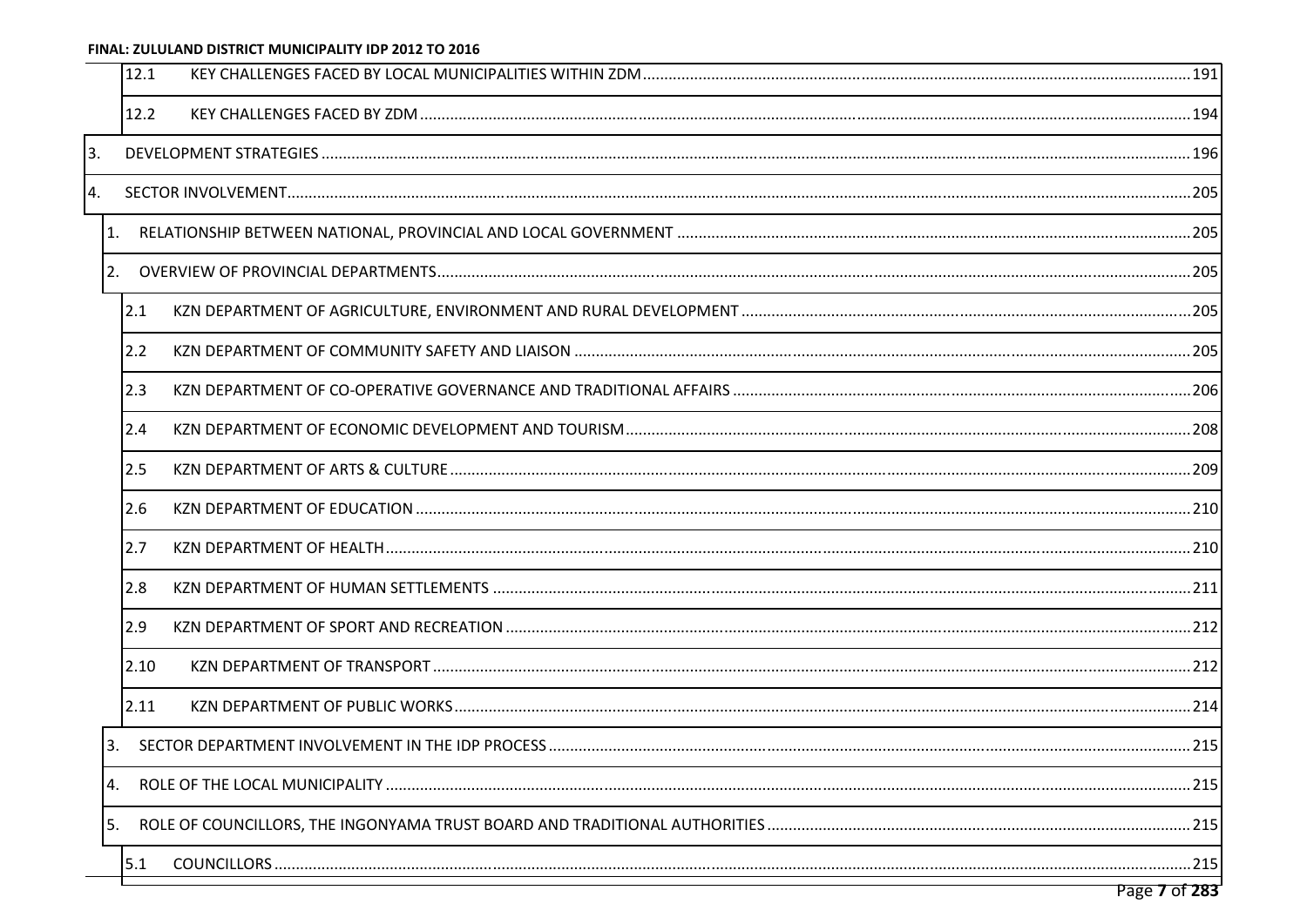| | | |
|---|---|---|
| 12.1 | KEY CHALLENGES FACED BY LOCAL MUNICIPALITIES WITHIN ZDM | 191 |
| 12.2 | KEY CHALLENGES FACED BY ZDM | 194 |
| 3. | DEVELOPMENT STRATEGIES | 196 |
| 4. | SECTOR INVOLVEMENT | 205 |
| 1. | RELATIONSHIP BETWEEN NATIONAL, PROVINCIAL AND LOCAL GOVERNMENT | 205 |
| 2. | OVERVIEW OF PROVINCIAL DEPARTMENTS | 205 |
| 2.1 | KZN DEPARTMENT OF AGRICULTURE, ENVIRONMENT AND RURAL DEVELOPMENT | 205 |
| 2.2 | KZN DEPARTMENT OF COMMUNITY SAFETY AND LIAISON | 205 |
| 2.3 | KZN DEPARTMENT OF CO-OPERATIVE GOVERNANCE AND TRADITIONAL AFFAIRS | 206 |
| 2.4 | KZN DEPARTMENT OF ECONOMIC DEVELOPMENT AND TOURISM | 208 |
| 2.5 | KZN DEPARTMENT OF ARTS & CULTURE | 209 |
| 2.6 | KZN DEPARTMENT OF EDUCATION | 210 |
| 2.7 | KZN DEPARTMENT OF HEALTH | 210 |
| 2.8 | KZN DEPARTMENT OF HUMAN SETTLEMENTS | 211 |
| 2.9 | KZN DEPARTMENT OF SPORT AND RECREATION | 212 |
| 2.10 | KZN DEPARTMENT OF TRANSPORT | 212 |
| 2.11 | KZN DEPARTMENT OF PUBLIC WORKS | 214 |
| 3. | SECTOR DEPARTMENT INVOLVEMENT IN THE IDP PROCESS | 215 |
| 4. | ROLE OF THE LOCAL MUNICIPALITY | 215 |
| 5. | ROLE OF COUNCILLORS, THE INGONYAMA TRUST BOARD AND TRADITIONAL AUTHORITIES | 215 |
| 5.1 | COUNCILLORS | 215 |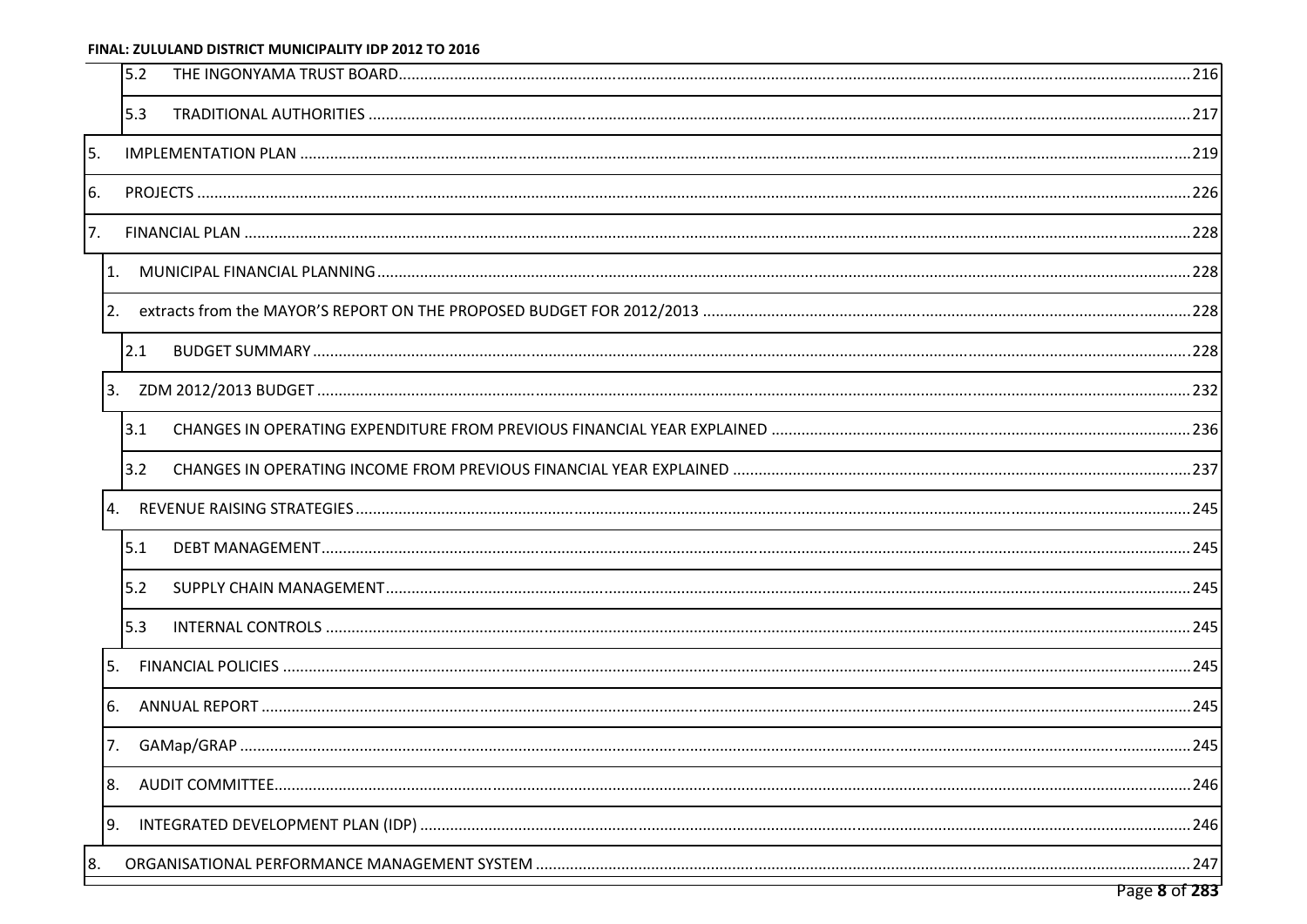| | | |
|---|---|---|
| 5.2 | THE INGONYAMA TRUST BOARD | 216 |
| 5.3 | TRADITIONAL AUTHORITIES | 217 |
| 5. | IMPLEMENTATION PLAN | 219 |
| 6. | PROJECTS | 226 |
| 7. | FINANCIAL PLAN | 228 |
| 1. | MUNICIPAL FINANCIAL PLANNING | 228 |
| 2. | extracts from the MAYOR'S REPORT ON THE PROPOSED BUDGET FOR 2012/2013 | 228 |
| 2.1 | BUDGET SUMMARY | 228 |
| 3. | ZDM 2012/2013 BUDGET | 232 |
| 3.1 | CHANGES IN OPERATING EXPENDITURE FROM PREVIOUS FINANCIAL YEAR EXPLAINED | 236 |
| 3.2 | CHANGES IN OPERATING INCOME FROM PREVIOUS FINANCIAL YEAR EXPLAINED | 237 |
| 4. | REVENUE RAISING STRATEGIES | 245 |
| 5.1 | DEBT MANAGEMENT | 245 |
| 5.2 | SUPPLY CHAIN MANAGEMENT | 245 |
| 5.3 | INTERNAL CONTROLS | 245 |
| 5. | FINANCIAL POLICIES | 245 |
| 6. | ANNUAL REPORT | 245 |
| 7. | GAMap/GRAP | 245 |
| 8. | AUDIT COMMITTEE | 246 |
| 9. | INTEGRATED DEVELOPMENT PLAN (IDP) | 246 |
| 8. | ORGANISATIONAL PERFORMANCE MANAGEMENT SYSTEM | 247 |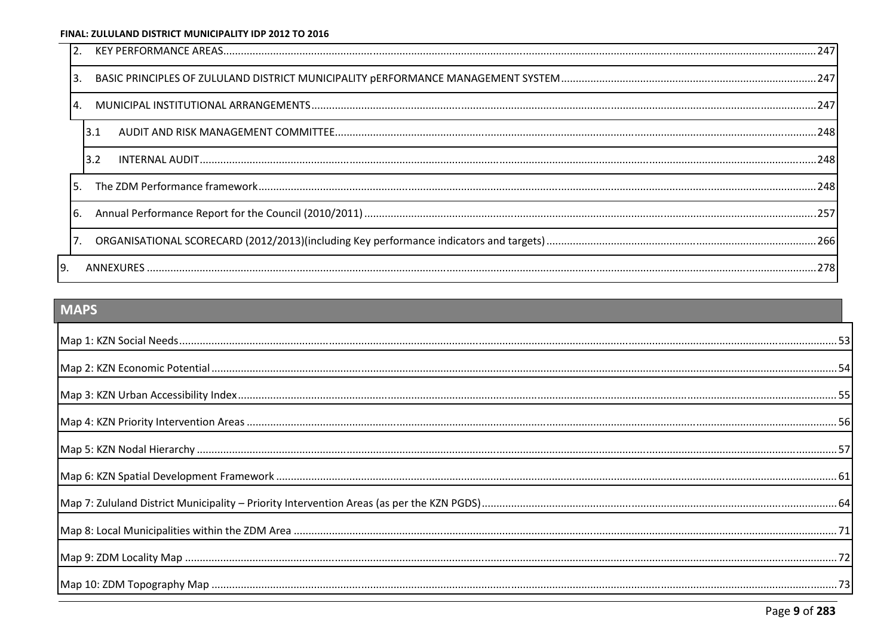| | | |
|---|---|---|
| 2. | KEY PERFORMANCE AREAS | 247 |
| 3. | BASIC PRINCIPLES OF ZULULAND DISTRICT MUNICIPALITY pERFORMANCE MANAGEMENT SYSTEM | 247 |
| 4. | MUNICIPAL INSTITUTIONAL ARRANGEMENTS | 247 |
| 3.1 | AUDIT AND RISK MANAGEMENT COMMITTEE | 248 |
| 3.2 | INTERNAL AUDIT | 248 |
| 5. | The ZDM Performance framework | 248 |
| 6. | Annual Performance Report for the Council (2010/2011) | 257 |
| 7. | ORGANISATIONAL SCORECARD (2012/2013)(including Key performance indicators and targets) | 266 |
| 9. | ANNEXURES | 278 |

## MAPS

| | |
|---|---|
| Map 1: KZN Social Needs | 53 |
| Map 2: KZN Economic Potential | 54 |
| Map 3: KZN Urban Accessibility Index | 55 |
| Map 4: KZN Priority Intervention Areas | 56 |
| Map 5: KZN Nodal Hierarchy | 57 |
| Map 6: KZN Spatial Development Framework | 61 |
| Map 7: Zululand District Municipality – Priority Intervention Areas (as per the KZN PGDS) | 64 |
| Map 8: Local Municipalities within the ZDM Area | 71 |
| Map 9: ZDM Locality Map | 72 |
| Map 10: ZDM Topography Map | 73 |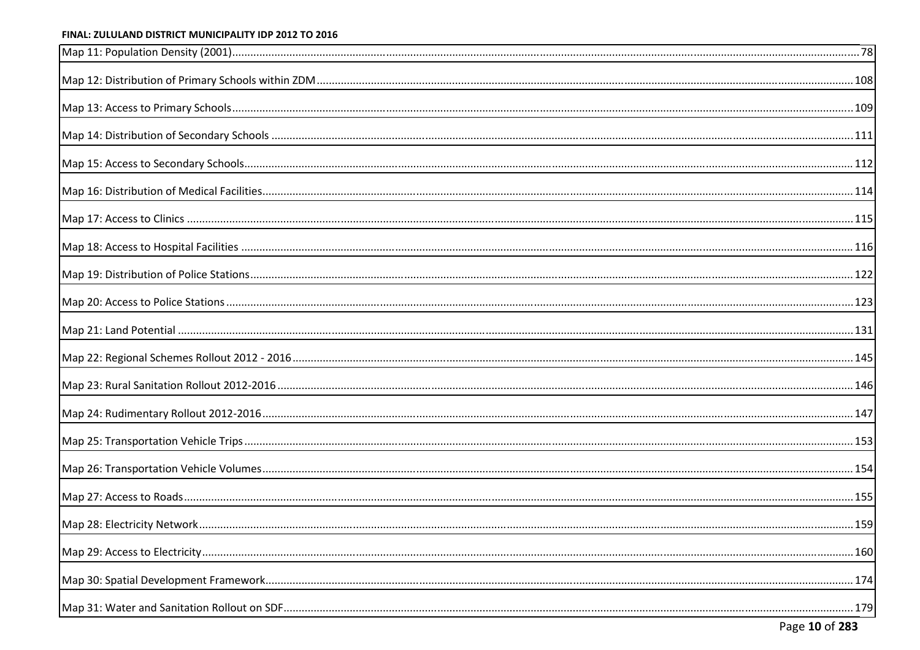Map 11: Population Density (2001) ........ 78

Map 12: Distribution of Primary Schools within ZDM ........ 108

Map 13: Access to Primary Schools ........ 109

Map 14: Distribution of Secondary Schools ........ 111

Map 15: Access to Secondary Schools ........ 112

Map 16: Distribution of Medical Facilities ........ 114

Map 17: Access to Clinics ........ 115

Map 18: Access to Hospital Facilities ........ 116

Map 19: Distribution of Police Stations ........ 122

Map 20: Access to Police Stations ........ 123

Map 21: Land Potential ........ 131

Map 22: Regional Schemes Rollout 2012 - 2016 ........ 145

Map 23: Rural Sanitation Rollout 2012-2016 ........ 146

Map 24: Rudimentary Rollout 2012-2016 ........ 147

Map 25: Transportation Vehicle Trips ........ 153

Map 26: Transportation Vehicle Volumes ........ 154

Map 27: Access to Roads ........ 155

Map 28: Electricity Network ........ 159

Map 29: Access to Electricity ........ 160

Map 30: Spatial Development Framework ........ 174

Map 31: Water and Sanitation Rollout on SDF ........ 179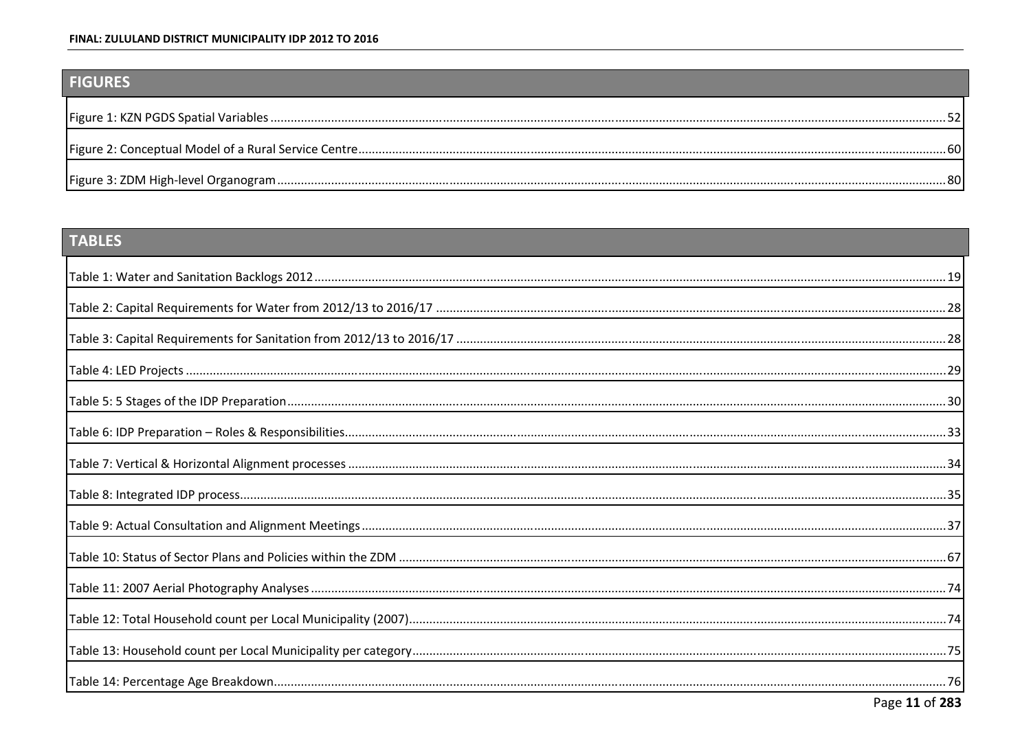## FIGURES

Figure 1: KZN PGDS Spatial Variables ..... 52

Figure 2: Conceptual Model of a Rural Service Centre ..... 60

Figure 3: ZDM High-level Organogram ..... 80

## TABLES

Table 1: Water and Sanitation Backlogs 2012 ..... 19

Table 2: Capital Requirements for Water from 2012/13 to 2016/17 ..... 28

Table 3: Capital Requirements for Sanitation from 2012/13 to 2016/17 ..... 28

Table 4: LED Projects ..... 29

Table 5: 5 Stages of the IDP Preparation ..... 30

Table 6: IDP Preparation – Roles & Responsibilities ..... 33

Table 7: Vertical & Horizontal Alignment processes ..... 34

Table 8: Integrated IDP process ..... 35

Table 9: Actual Consultation and Alignment Meetings ..... 37

Table 10: Status of Sector Plans and Policies within the ZDM ..... 67

Table 11: 2007 Aerial Photography Analyses ..... 74

Table 12: Total Household count per Local Municipality (2007) ..... 74

Table 13: Household count per Local Municipality per category ..... 75

Table 14: Percentage Age Breakdown ..... 76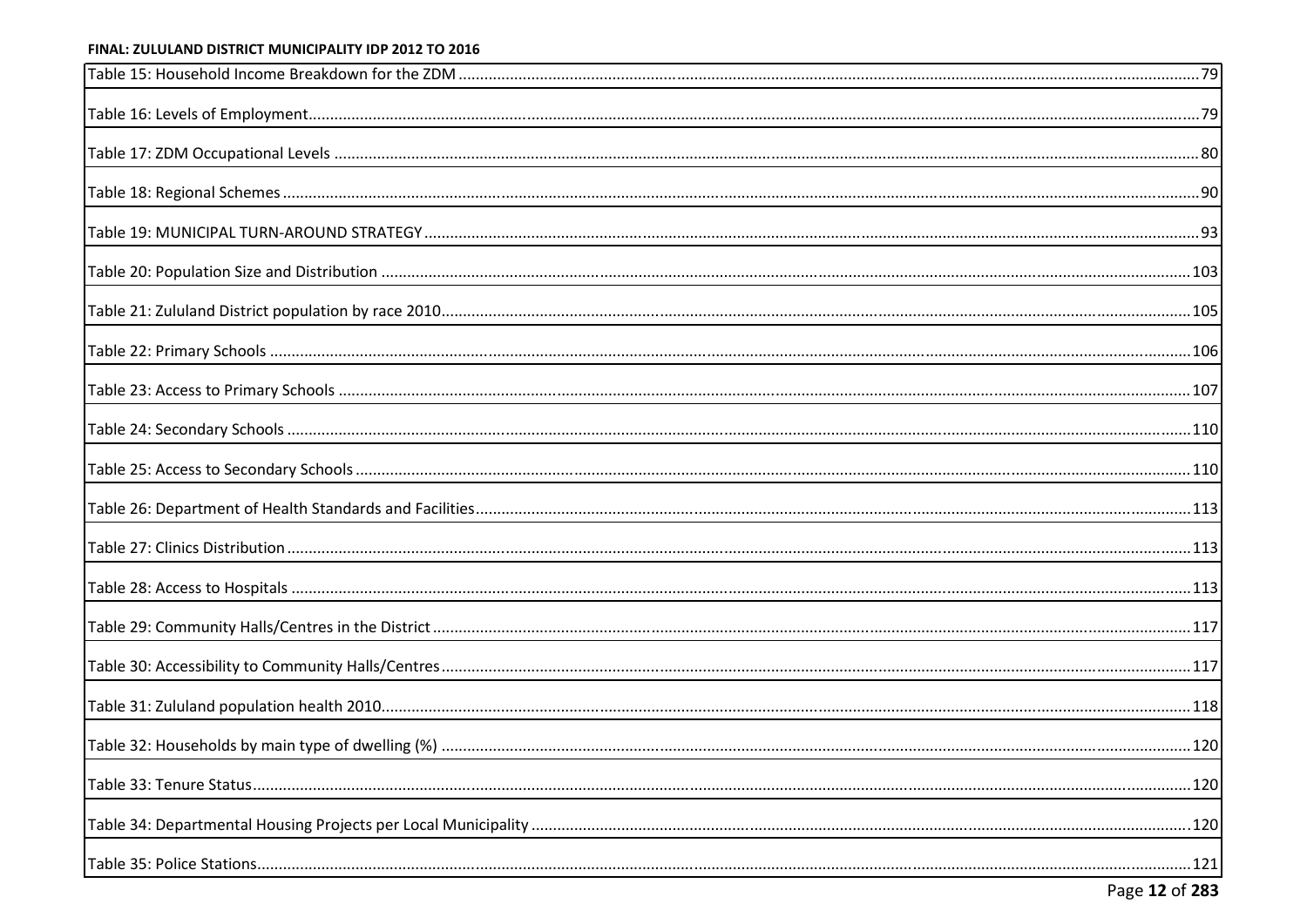| | |
|---|---|
| Table 15: Household Income Breakdown for the ZDM | 79 |
| Table 16: Levels of Employment | 79 |
| Table 17: ZDM Occupational Levels | 80 |
| Table 18: Regional Schemes | 90 |
| Table 19: MUNICIPAL TURN-AROUND STRATEGY | 93 |
| Table 20: Population Size and Distribution | 103 |
| Table 21: Zululand District population by race 2010 | 105 |
| Table 22: Primary Schools | 106 |
| Table 23: Access to Primary Schools | 107 |
| Table 24: Secondary Schools | 110 |
| Table 25: Access to Secondary Schools | 110 |
| Table 26: Department of Health Standards and Facilities | 113 |
| Table 27: Clinics Distribution | 113 |
| Table 28: Access to Hospitals | 113 |
| Table 29: Community Halls/Centres in the District | 117 |
| Table 30: Accessibility to Community Halls/Centres | 117 |
| Table 31: Zululand population health 2010 | 118 |
| Table 32: Households by main type of dwelling (%) | 120 |
| Table 33: Tenure Status | 120 |
| Table 34: Departmental Housing Projects per Local Municipality | 120 |
| Table 35: Police Stations | 121 |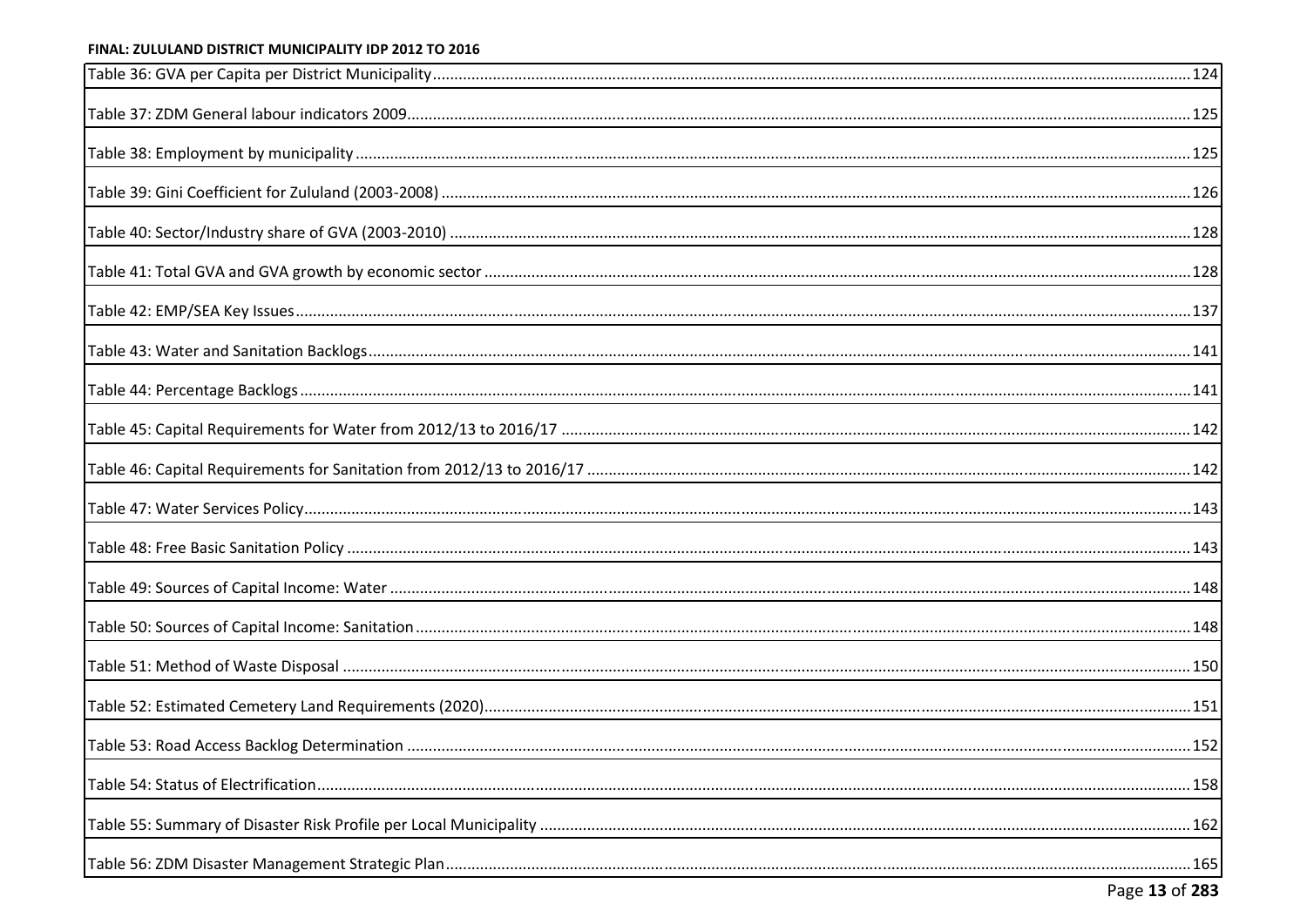Table 36: GVA per Capita per District Municipality.....124

Table 37: ZDM General labour indicators 2009.....125

Table 38: Employment by municipality.....125

Table 39: Gini Coefficient for Zululand (2003-2008).....126

Table 40: Sector/Industry share of GVA (2003-2010).....128

Table 41: Total GVA and GVA growth by economic sector.....128

Table 42: EMP/SEA Key Issues.....137

Table 43: Water and Sanitation Backlogs.....141

Table 44: Percentage Backlogs.....141

Table 45: Capital Requirements for Water from 2012/13 to 2016/17.....142

Table 46: Capital Requirements for Sanitation from 2012/13 to 2016/17.....142

Table 47: Water Services Policy.....143

Table 48: Free Basic Sanitation Policy.....143

Table 49: Sources of Capital Income: Water.....148

Table 50: Sources of Capital Income: Sanitation.....148

Table 51: Method of Waste Disposal.....150

Table 52: Estimated Cemetery Land Requirements (2020).....151

Table 53: Road Access Backlog Determination.....152

Table 54: Status of Electrification.....158

Table 55: Summary of Disaster Risk Profile per Local Municipality.....162

Table 56: ZDM Disaster Management Strategic Plan.....165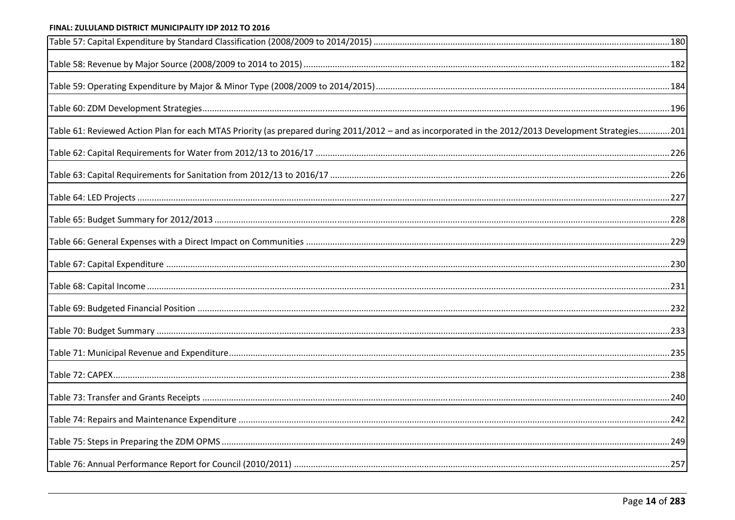| | |
|---|---|
| Table 57: Capital Expenditure by Standard Classification (2008/2009 to 2014/2015) | 180 |
| Table 58: Revenue by Major Source (2008/2009 to 2014 to 2015) | 182 |
| Table 59: Operating Expenditure by Major & Minor Type (2008/2009 to 2014/2015) | 184 |
| Table 60: ZDM Development Strategies | 196 |
| Table 61: Reviewed Action Plan for each MTAS Priority (as prepared during 2011/2012 – and as incorporated in the 2012/2013 Development Strategies | 201 |
| Table 62: Capital Requirements for Water from 2012/13 to 2016/17 | 226 |
| Table 63: Capital Requirements for Sanitation from 2012/13 to 2016/17 | 226 |
| Table 64: LED Projects | 227 |
| Table 65: Budget Summary for 2012/2013 | 228 |
| Table 66: General Expenses with a Direct Impact on Communities | 229 |
| Table 67: Capital Expenditure | 230 |
| Table 68: Capital Income | 231 |
| Table 69: Budgeted Financial Position | 232 |
| Table 70: Budget Summary | 233 |
| Table 71: Municipal Revenue and Expenditure | 235 |
| Table 72: CAPEX | 238 |
| Table 73: Transfer and Grants Receipts | 240 |
| Table 74: Repairs and Maintenance Expenditure | 242 |
| Table 75: Steps in Preparing the ZDM OPMS | 249 |
| Table 76: Annual Performance Report for Council (2010/2011) | 257 |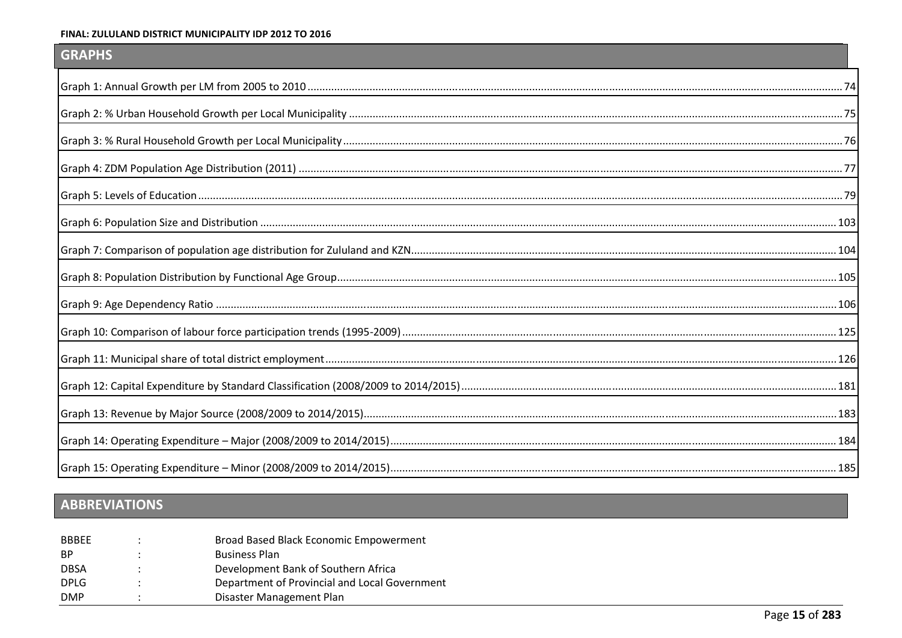## GRAPHS

| | |
|---|---|
| Graph 1: Annual Growth per LM from 2005 to 2010 | 74 |
| Graph 2: % Urban Household Growth per Local Municipality | 75 |
| Graph 3: % Rural Household Growth per Local Municipality | 76 |
| Graph 4: ZDM Population Age Distribution (2011) | 77 |
| Graph 5: Levels of Education | 79 |
| Graph 6: Population Size and Distribution | 103 |
| Graph 7: Comparison of population age distribution for Zululand and KZN | 104 |
| Graph 8: Population Distribution by Functional Age Group | 105 |
| Graph 9: Age Dependency Ratio | 106 |
| Graph 10: Comparison of labour force participation trends (1995-2009) | 125 |
| Graph 11: Municipal share of total district employment | 126 |
| Graph 12: Capital Expenditure by Standard Classification (2008/2009 to 2014/2015) | 181 |
| Graph 13: Revenue by Major Source (2008/2009 to 2014/2015) | 183 |
| Graph 14: Operating Expenditure – Major (2008/2009 to 2014/2015) | 184 |
| Graph 15: Operating Expenditure – Minor (2008/2009 to 2014/2015) | 185 |

## ABBREVIATIONS

| | | |
|---|---|---|
| BBBEE | : | Broad Based Black Economic Empowerment |
| BP | : | Business Plan |
| DBSA | : | Development Bank of Southern Africa |
| DPLG | : | Department of Provincial and Local Government |
| DMP | : | Disaster Management Plan |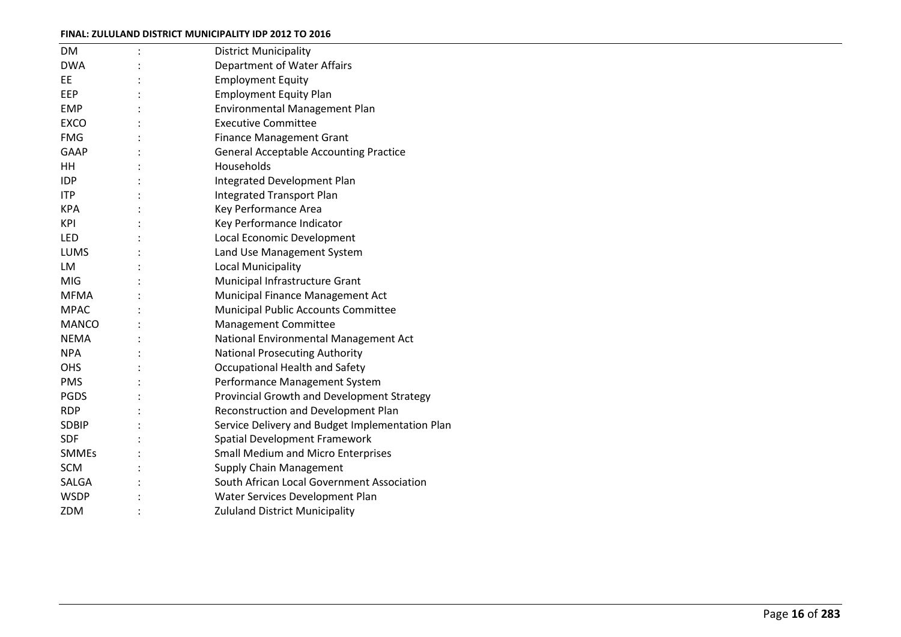| | | |
|---|---|---|
| DM | : | District Municipality |
| DWA | : | Department of Water Affairs |
| EE | : | Employment Equity |
| EEP | : | Employment Equity Plan |
| EMP | : | Environmental Management Plan |
| EXCO | : | Executive Committee |
| FMG | : | Finance Management Grant |
| GAAP | : | General Acceptable Accounting Practice |
| HH | : | Households |
| IDP | : | Integrated Development Plan |
| ITP | : | Integrated Transport Plan |
| KPA | : | Key Performance Area |
| KPI | : | Key Performance Indicator |
| LED | : | Local Economic Development |
| LUMS | : | Land Use Management System |
| LM | : | Local Municipality |
| MIG | : | Municipal Infrastructure Grant |
| MFMA | : | Municipal Finance Management Act |
| MPAC | : | Municipal Public Accounts Committee |
| MANCO | : | Management Committee |
| NEMA | : | National Environmental Management Act |
| NPA | : | National Prosecuting Authority |
| OHS | : | Occupational Health and Safety |
| PMS | : | Performance Management System |
| PGDS | : | Provincial Growth and Development Strategy |
| RDP | : | Reconstruction and Development Plan |
| SDBIP | : | Service Delivery and Budget Implementation Plan |
| SDF | : | Spatial Development Framework |
| SMMEs | : | Small Medium and Micro Enterprises |
| SCM | : | Supply Chain Management |
| SALGA | : | South African Local Government Association |
| WSDP | : | Water Services Development Plan |
| ZDM | : | Zululand District Municipality |